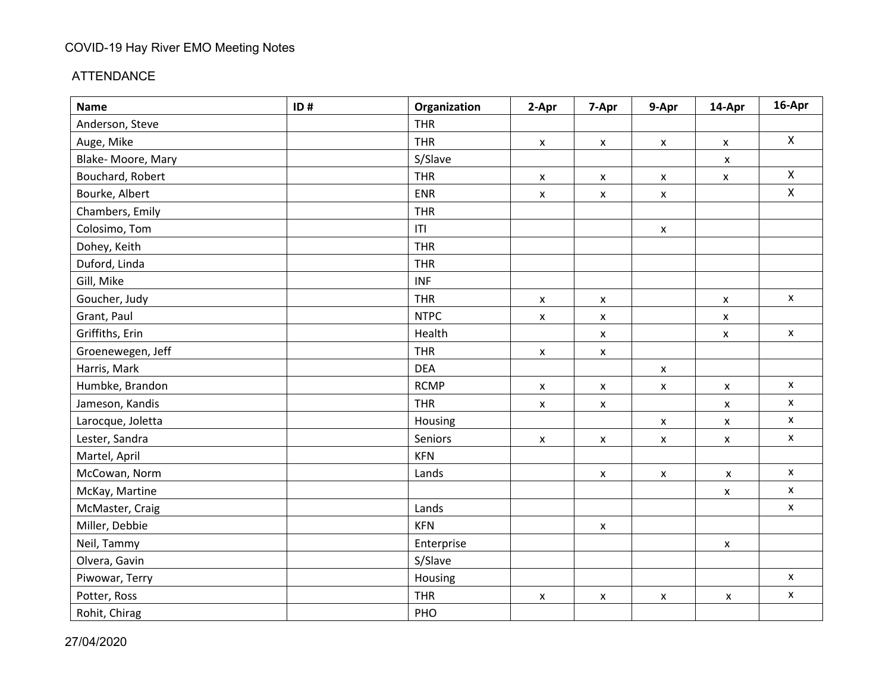COVID-19 Hay River EMO Meeting Notes

ATTENDANCE

| Name | ID # | Organization | 2-Apr | 7-Apr | 9-Apr | 14-Apr | 16-Apr |
|---|---|---|---|---|---|---|---|
| Anderson, Steve | | THR | | | | | |
| Auge, Mike | | THR | x | x | x | x | X |
| Blake- Moore, Mary | | S/Slave | | | | x | |
| Bouchard, Robert | | THR | x | x | x | x | X |
| Bourke, Albert | | ENR | x | x | x | | X |
| Chambers, Emily | | THR | | | | | |
| Colosimo, Tom | | ITI | | | x | | |
| Dohey, Keith | | THR | | | | | |
| Duford, Linda | | THR | | | | | |
| Gill, Mike | | INF | | | | | |
| Goucher, Judy | | THR | x | x | | x | x |
| Grant, Paul | | NTPC | x | x | | x | |
| Griffiths, Erin | | Health | | x | | x | x |
| Groenewegen, Jeff | | THR | x | x | | | |
| Harris, Mark | | DEA | | | x | | |
| Humbke, Brandon | | RCMP | x | x | x | x | x |
| Jameson, Kandis | | THR | x | x | | x | x |
| Larocque, Joletta | | Housing | | | x | x | x |
| Lester, Sandra | | Seniors | x | x | x | x | x |
| Martel, April | | KFN | | | | | |
| McCowan, Norm | | Lands | | x | x | x | x |
| McKay, Martine | | | | | | x | x |
| McMaster, Craig | | Lands | | | | | x |
| Miller, Debbie | | KFN | | x | | | |
| Neil, Tammy | | Enterprise | | | | x | |
| Olvera, Gavin | | S/Slave | | | | | |
| Piwowar, Terry | | Housing | | | | | x |
| Potter, Ross | | THR | x | x | x | x | x |
| Rohit, Chirag | | PHO | | | | | |

27/04/2020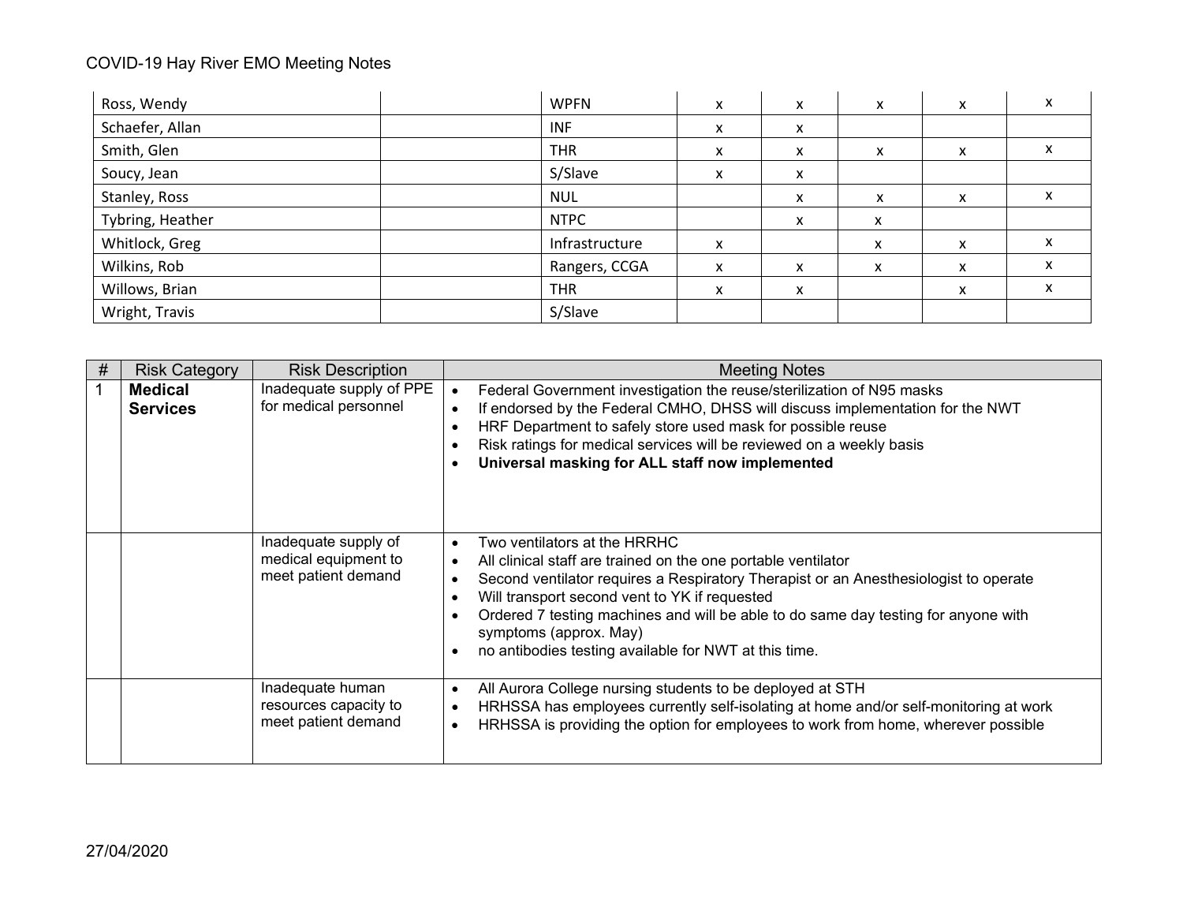| | | | | | | | |
|---|---|---|---|---|---|---|---|
| Ross, Wendy | | WPFN | x | x | x | x | x |
| Schaefer, Allan | | INF | x | x | | | |
| Smith, Glen | | THR | x | x | x | x | x |
| Soucy, Jean | | S/Slave | x | x | | | |
| Stanley, Ross | | NUL | | x | x | x | x |
| Tybring, Heather | | NTPC | | x | x | | |
| Whitlock, Greg | | Infrastructure | x | | x | x | x |
| Wilkins, Rob | | Rangers, CCGA | x | x | x | x | x |
| Willows, Brian | | THR | x | x | | x | x |
| Wright, Travis | | S/Slave | | | | | |

| # | Risk Category | Risk Description | Meeting Notes |
|---|---|---|---|
| 1 | **Medical Services** | Inadequate supply of PPE for medical personnel | • Federal Government investigation the reuse/sterilization of N95 masks<br>• If endorsed by the Federal CMHO, DHSS will discuss implementation for the NWT<br>• HRF Department to safely store used mask for possible reuse<br>• Risk ratings for medical services will be reviewed on a weekly basis<br>• **Universal masking for ALL staff now implemented** |
| | | Inadequate supply of medical equipment to meet patient demand | • Two ventilators at the HRRHC<br>• All clinical staff are trained on the one portable ventilator<br>• Second ventilator requires a Respiratory Therapist or an Anesthesiologist to operate<br>• Will transport second vent to YK if requested<br>• Ordered 7 testing machines and will be able to do same day testing for anyone with symptoms (approx. May)<br>• no antibodies testing available for NWT at this time. |
| | | Inadequate human resources capacity to meet patient demand | • All Aurora College nursing students to be deployed at STH<br>• HRHSSA has employees currently self-isolating at home and/or self-monitoring at work<br>• HRHSSA is providing the option for employees to work from home, wherever possible |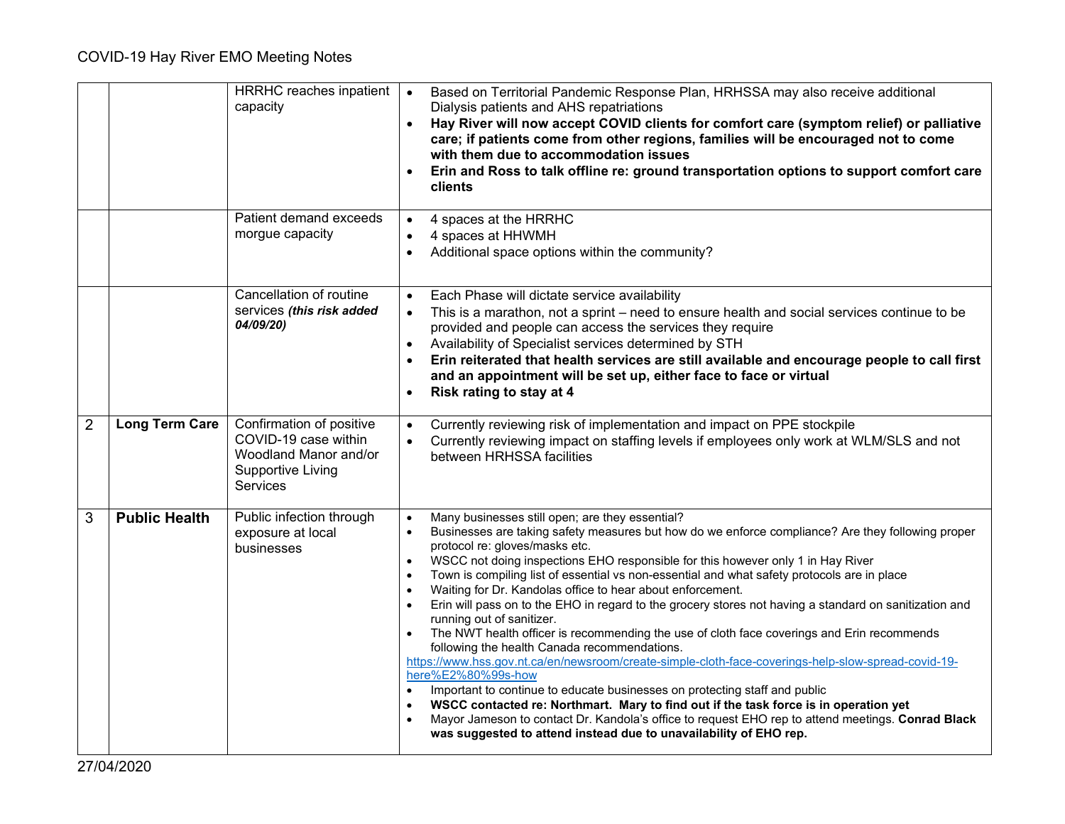| | | | |
|---|---|---|---|
| | | HRRHC reaches inpatient capacity | • Based on Territorial Pandemic Response Plan, HRHSSA may also receive additional Dialysis patients and AHS repatriations<br>• **Hay River will now accept COVID clients for comfort care (symptom relief) or palliative care; if patients come from other regions, families will be encouraged not to come with them due to accommodation issues**<br>• **Erin and Ross to talk offline re: ground transportation options to support comfort care clients** |
| | | Patient demand exceeds morgue capacity | • 4 spaces at the HRRHC<br>• 4 spaces at HHWMH<br>• Additional space options within the community? |
| | | Cancellation of routine services ***(this risk added 04/09/20)*** | • Each Phase will dictate service availability<br>• This is a marathon, not a sprint – need to ensure health and social services continue to be provided and people can access the services they require<br>• Availability of Specialist services determined by STH<br>• **Erin reiterated that health services are still available and encourage people to call first and an appointment will be set up, either face to face or virtual**<br>• **Risk rating to stay at 4** |
| 2 | **Long Term Care** | Confirmation of positive COVID-19 case within Woodland Manor and/or Supportive Living Services | • Currently reviewing risk of implementation and impact on PPE stockpile<br>• Currently reviewing impact on staffing levels if employees only work at WLM/SLS and not between HRHSSA facilities |
| 3 | **Public Health** | Public infection through exposure at local businesses | • Many businesses still open; are they essential?<br>• Businesses are taking safety measures but how do we enforce compliance? Are they following proper protocol re: gloves/masks etc.<br>• WSCC not doing inspections EHO responsible for this however only 1 in Hay River<br>• Town is compiling list of essential vs non-essential and what safety protocols are in place<br>• Waiting for Dr. Kandolas office to hear about enforcement.<br>• Erin will pass on to the EHO in regard to the grocery stores not having a standard on sanitization and running out of sanitizer.<br>• The NWT health officer is recommending the use of cloth face coverings and Erin recommends following the health Canada recommendations.<br>https://www.hss.gov.nt.ca/en/newsroom/create-simple-cloth-face-coverings-help-slow-spread-covid-19-here%E2%80%99s-how<br>• Important to continue to educate businesses on protecting staff and public<br>• **WSCC contacted re: Northmart. Mary to find out if the task force is in operation yet**<br>• Mayor Jameson to contact Dr. Kandola's office to request EHO rep to attend meetings. **Conrad Black was suggested to attend instead due to unavailability of EHO rep.** |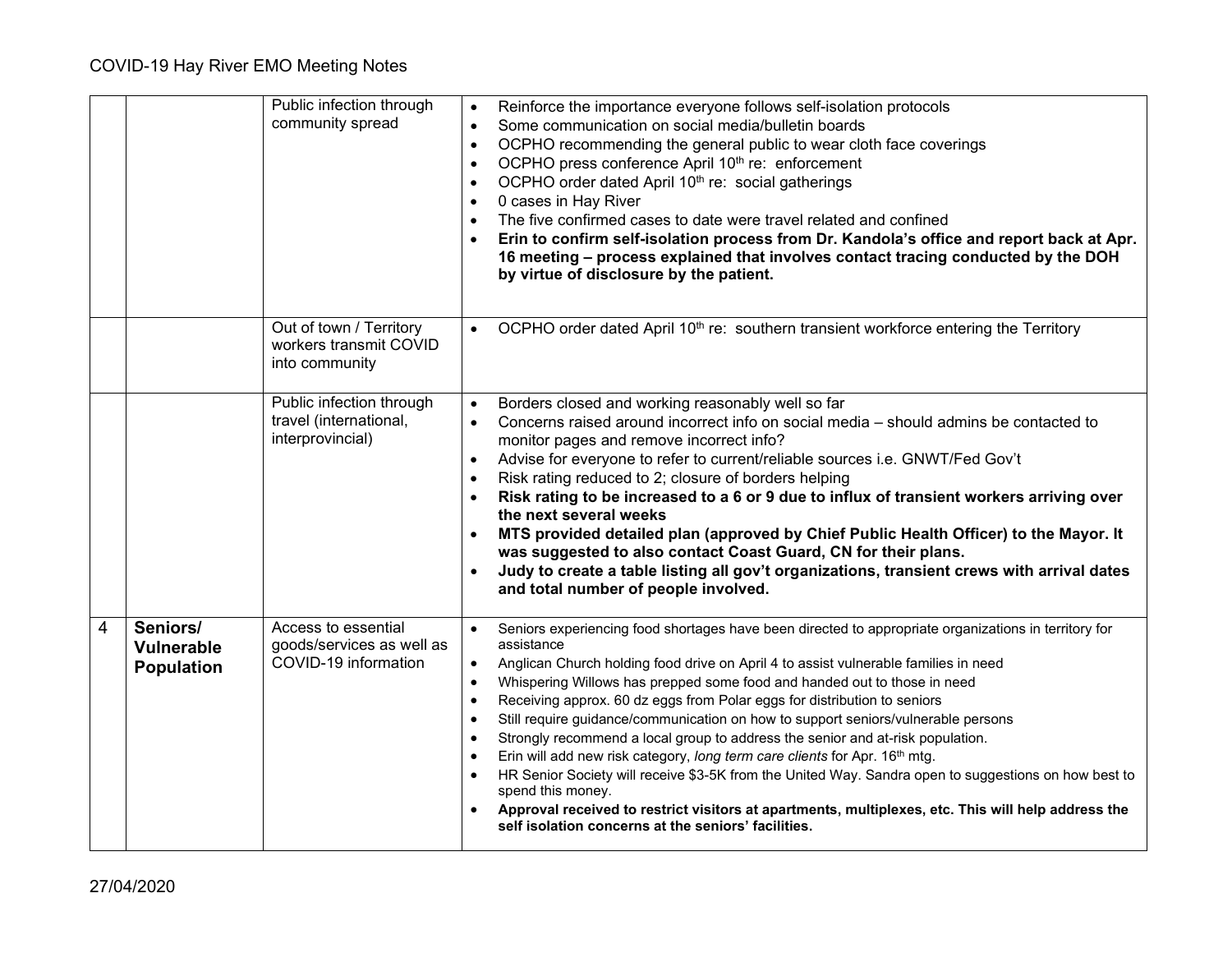| | | | |
|---|---|---|---|
| | | Public infection through community spread | • Reinforce the importance everyone follows self-isolation protocols<br>• Some communication on social media/bulletin boards<br>• OCPHO recommending the general public to wear cloth face coverings<br>• OCPHO press conference April 10th re: enforcement<br>• OCPHO order dated April 10th re: social gatherings<br>• 0 cases in Hay River<br>• The five confirmed cases to date were travel related and confined<br>• **Erin to confirm self-isolation process from Dr. Kandola's office and report back at Apr. 16 meeting – process explained that involves contact tracing conducted by the DOH by virtue of disclosure by the patient.** |
| | | Out of town / Territory workers transmit COVID into community | • OCPHO order dated April 10th re: southern transient workforce entering the Territory |
| | | Public infection through travel (international, interprovincial) | • Borders closed and working reasonably well so far<br>• Concerns raised around incorrect info on social media – should admins be contacted to monitor pages and remove incorrect info?<br>• Advise for everyone to refer to current/reliable sources i.e. GNWT/Fed Gov't<br>• Risk rating reduced to 2; closure of borders helping<br>• **Risk rating to be increased to a 6 or 9 due to influx of transient workers arriving over the next several weeks**<br>• **MTS provided detailed plan (approved by Chief Public Health Officer) to the Mayor. It was suggested to also contact Coast Guard, CN for their plans.**<br>• **Judy to create a table listing all gov't organizations, transient crews with arrival dates and total number of people involved.** |
| 4 | **Seniors/ Vulnerable Population** | Access to essential goods/services as well as COVID-19 information | • Seniors experiencing food shortages have been directed to appropriate organizations in territory for assistance<br>• Anglican Church holding food drive on April 4 to assist vulnerable families in need<br>• Whispering Willows has prepped some food and handed out to those in need<br>• Receiving approx. 60 dz eggs from Polar eggs for distribution to seniors<br>• Still require guidance/communication on how to support seniors/vulnerable persons<br>• Strongly recommend a local group to address the senior and at-risk population.<br>• Erin will add new risk category, *long term care clients* for Apr. 16th mtg.<br>• HR Senior Society will receive $3-5K from the United Way. Sandra open to suggestions on how best to spend this money.<br>• **Approval received to restrict visitors at apartments, multiplexes, etc. This will help address the self isolation concerns at the seniors' facilities.** |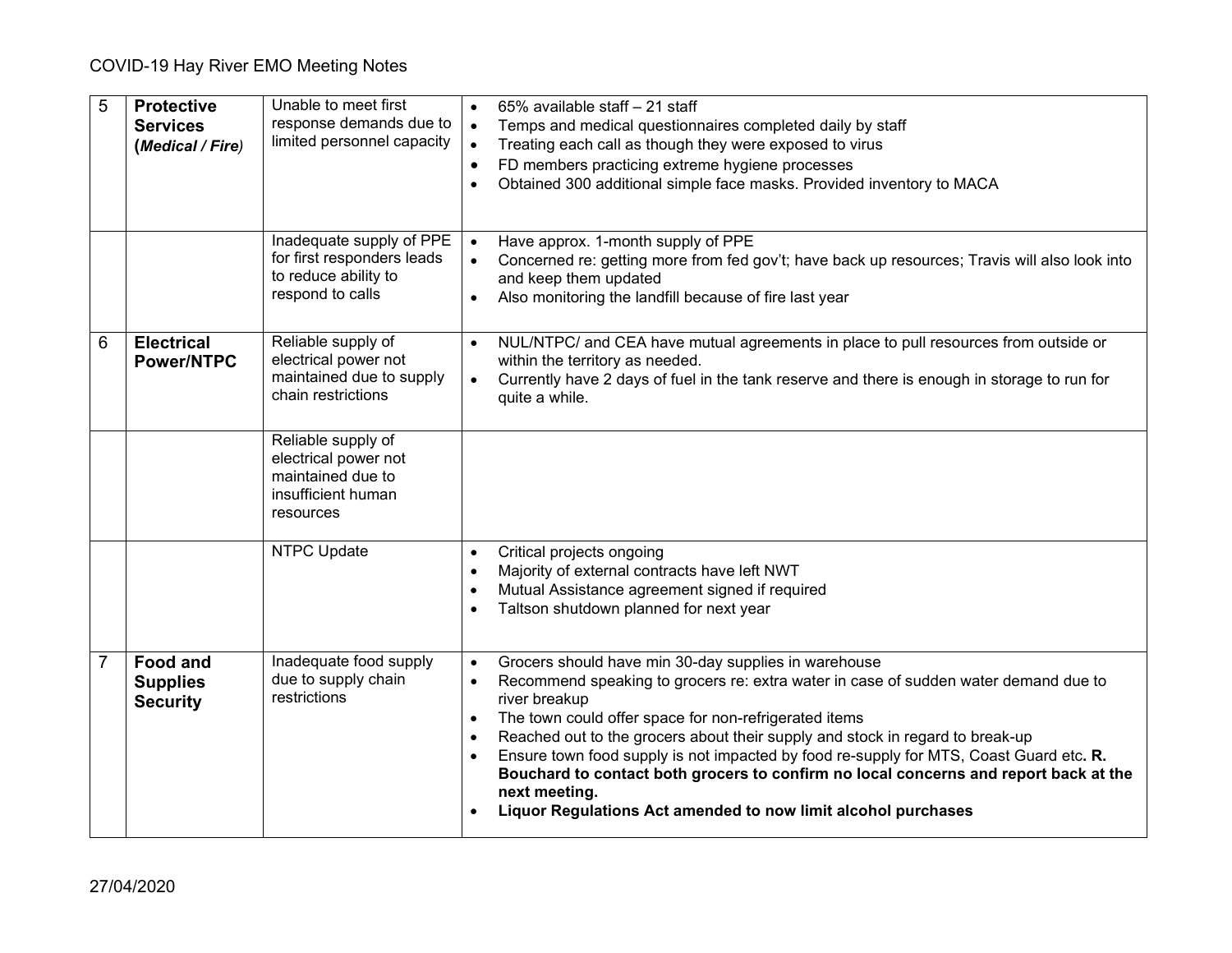| 5 | **Protective Services (*Medical / Fire*)** | Unable to meet first response demands due to limited personnel capacity | • 65% available staff – 21 staff<br>• Temps and medical questionnaires completed daily by staff<br>• Treating each call as though they were exposed to virus<br>• FD members practicing extreme hygiene processes<br>• Obtained 300 additional simple face masks. Provided inventory to MACA |
|---|---|---|---|
| | | Inadequate supply of PPE for first responders leads to reduce ability to respond to calls | • Have approx. 1-month supply of PPE<br>• Concerned re: getting more from fed gov't; have back up resources; Travis will also look into and keep them updated<br>• Also monitoring the landfill because of fire last year |
| 6 | **Electrical Power/NTPC** | Reliable supply of electrical power not maintained due to supply chain restrictions | • NUL/NTPC/ and CEA have mutual agreements in place to pull resources from outside or within the territory as needed.<br>• Currently have 2 days of fuel in the tank reserve and there is enough in storage to run for quite a while. |
| | | Reliable supply of electrical power not maintained due to insufficient human resources | |
| | | NTPC Update | • Critical projects ongoing<br>• Majority of external contracts have left NWT<br>• Mutual Assistance agreement signed if required<br>• Taltson shutdown planned for next year |
| 7 | **Food and Supplies Security** | Inadequate food supply due to supply chain restrictions | • Grocers should have min 30-day supplies in warehouse<br>• Recommend speaking to grocers re: extra water in case of sudden water demand due to river breakup<br>• The town could offer space for non-refrigerated items<br>• Reached out to the grocers about their supply and stock in regard to break-up<br>• Ensure town food supply is not impacted by food re-supply for MTS, Coast Guard etc**. R. Bouchard to contact both grocers to confirm no local concerns and report back at the next meeting.**<br>• **Liquor Regulations Act amended to now limit alcohol purchases** |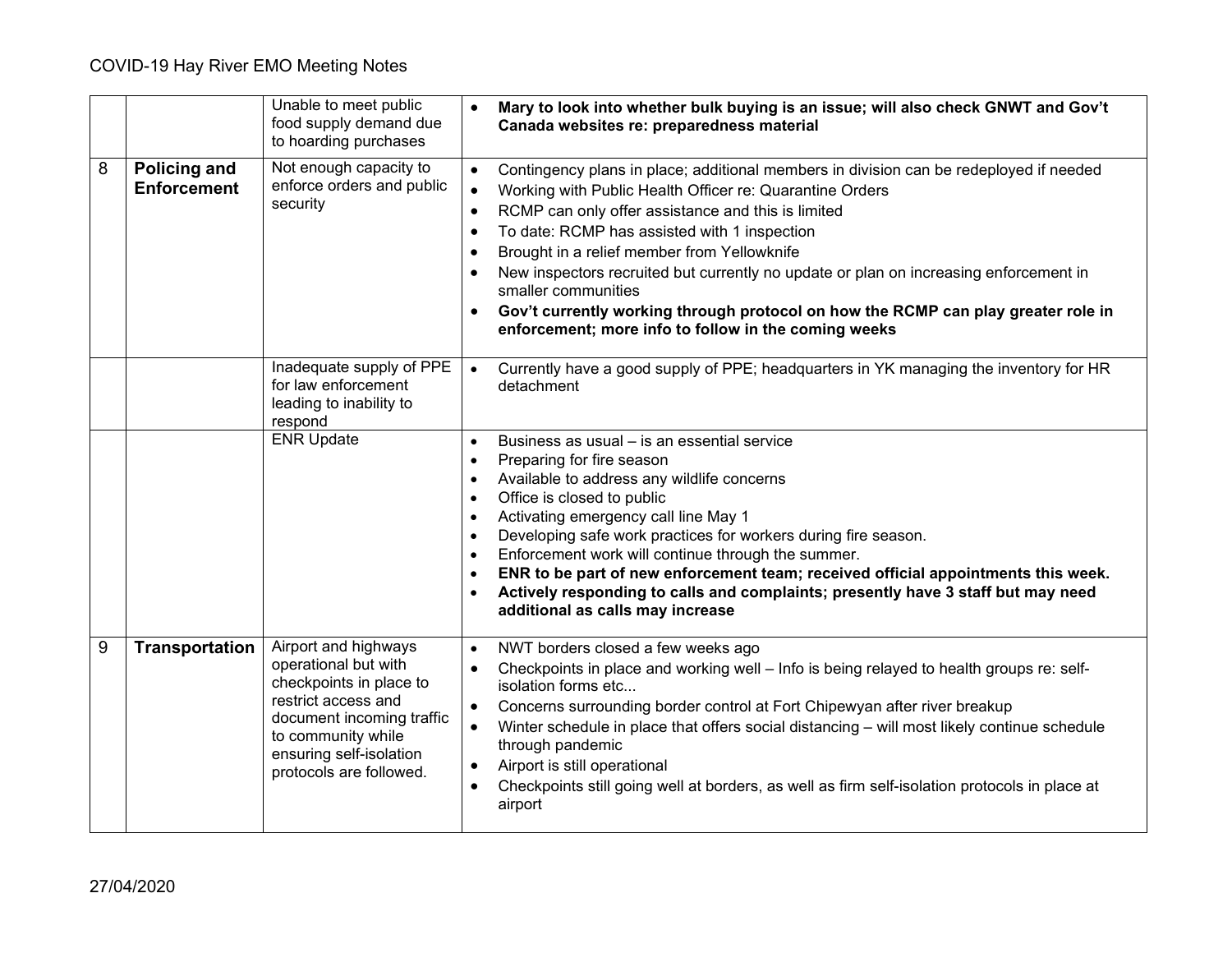| | | | |
|---|---|---|---|
| | | Unable to meet public food supply demand due to hoarding purchases | • **Mary to look into whether bulk buying is an issue; will also check GNWT and Gov't Canada websites re: preparedness material** |
| 8 | **Policing and Enforcement** | Not enough capacity to enforce orders and public security | • Contingency plans in place; additional members in division can be redeployed if needed<br>• Working with Public Health Officer re: Quarantine Orders<br>• RCMP can only offer assistance and this is limited<br>• To date: RCMP has assisted with 1 inspection<br>• Brought in a relief member from Yellowknife<br>• New inspectors recruited but currently no update or plan on increasing enforcement in smaller communities<br>• **Gov't currently working through protocol on how the RCMP can play greater role in enforcement; more info to follow in the coming weeks** |
| | | Inadequate supply of PPE for law enforcement leading to inability to respond | • Currently have a good supply of PPE; headquarters in YK managing the inventory for HR detachment |
| | | ENR Update | • Business as usual – is an essential service<br>• Preparing for fire season<br>• Available to address any wildlife concerns<br>• Office is closed to public<br>• Activating emergency call line May 1<br>• Developing safe work practices for workers during fire season.<br>• Enforcement work will continue through the summer.<br>• **ENR to be part of new enforcement team; received official appointments this week.**<br>• **Actively responding to calls and complaints; presently have 3 staff but may need additional as calls may increase** |
| 9 | **Transportation** | Airport and highways operational but with checkpoints in place to restrict access and document incoming traffic to community while ensuring self-isolation protocols are followed. | • NWT borders closed a few weeks ago<br>• Checkpoints in place and working well – Info is being relayed to health groups re: self-isolation forms etc...<br>• Concerns surrounding border control at Fort Chipewyan after river breakup<br>• Winter schedule in place that offers social distancing – will most likely continue schedule through pandemic<br>• Airport is still operational<br>• Checkpoints still going well at borders, as well as firm self-isolation protocols in place at airport |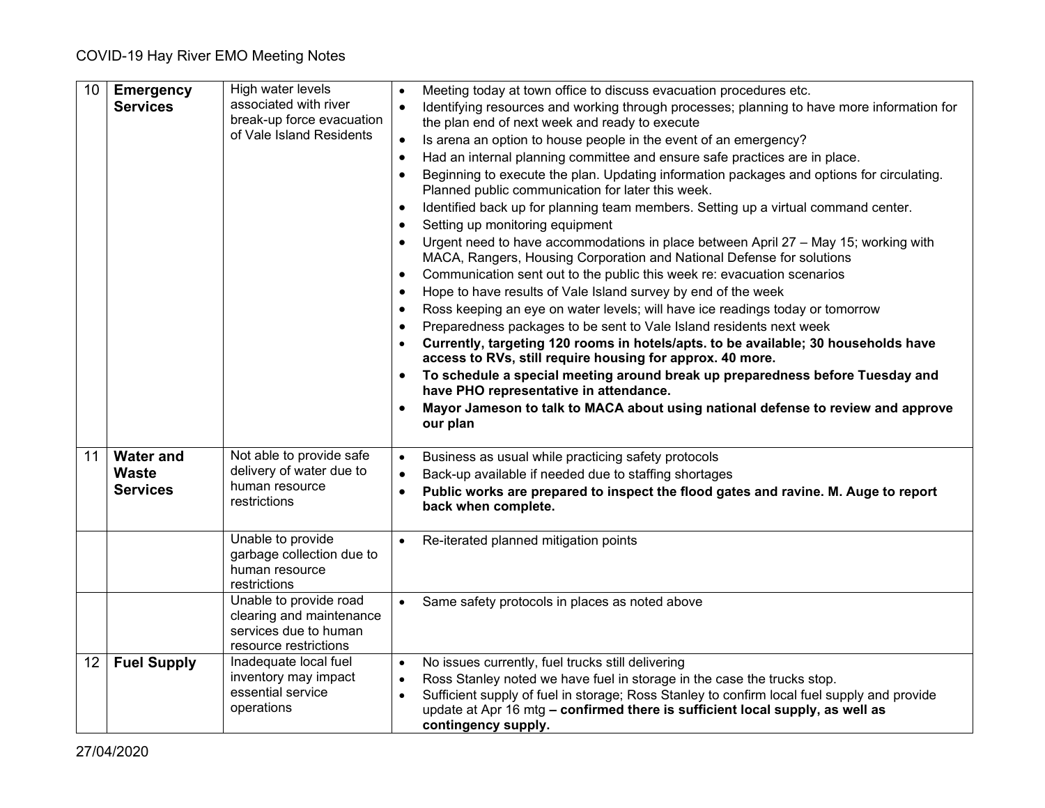| 10 | **Emergency Services** | High water levels associated with river break-up force evacuation of Vale Island Residents | • Meeting today at town office to discuss evacuation procedures etc.<br>• Identifying resources and working through processes; planning to have more information for the plan end of next week and ready to execute<br>• Is arena an option to house people in the event of an emergency?<br>• Had an internal planning committee and ensure safe practices are in place.<br>• Beginning to execute the plan. Updating information packages and options for circulating. Planned public communication for later this week.<br>• Identified back up for planning team members. Setting up a virtual command center.<br>• Setting up monitoring equipment<br>• Urgent need to have accommodations in place between April 27 – May 15; working with MACA, Rangers, Housing Corporation and National Defense for solutions<br>• Communication sent out to the public this week re: evacuation scenarios<br>• Hope to have results of Vale Island survey by end of the week<br>• Ross keeping an eye on water levels; will have ice readings today or tomorrow<br>• Preparedness packages to be sent to Vale Island residents next week<br>• **Currently, targeting 120 rooms in hotels/apts. to be available; 30 households have access to RVs, still require housing for approx. 40 more.**<br>• **To schedule a special meeting around break up preparedness before Tuesday and have PHO representative in attendance.**<br>• **Mayor Jameson to talk to MACA about using national defense to review and approve our plan** |
|---|---|---|---|
| 11 | **Water and Waste Services** | Not able to provide safe delivery of water due to human resource restrictions | • Business as usual while practicing safety protocols<br>• Back-up available if needed due to staffing shortages<br>• **Public works are prepared to inspect the flood gates and ravine. M. Auge to report back when complete.** |
| | | Unable to provide garbage collection due to human resource restrictions | • Re-iterated planned mitigation points |
| | | Unable to provide road clearing and maintenance services due to human resource restrictions | • Same safety protocols in places as noted above |
| 12 | **Fuel Supply** | Inadequate local fuel inventory may impact essential service operations | • No issues currently, fuel trucks still delivering<br>• Ross Stanley noted we have fuel in storage in the case the trucks stop.<br>• Sufficient supply of fuel in storage; Ross Stanley to confirm local fuel supply and provide update at Apr 16 mtg **– confirmed there is sufficient local supply, as well as contingency supply.** |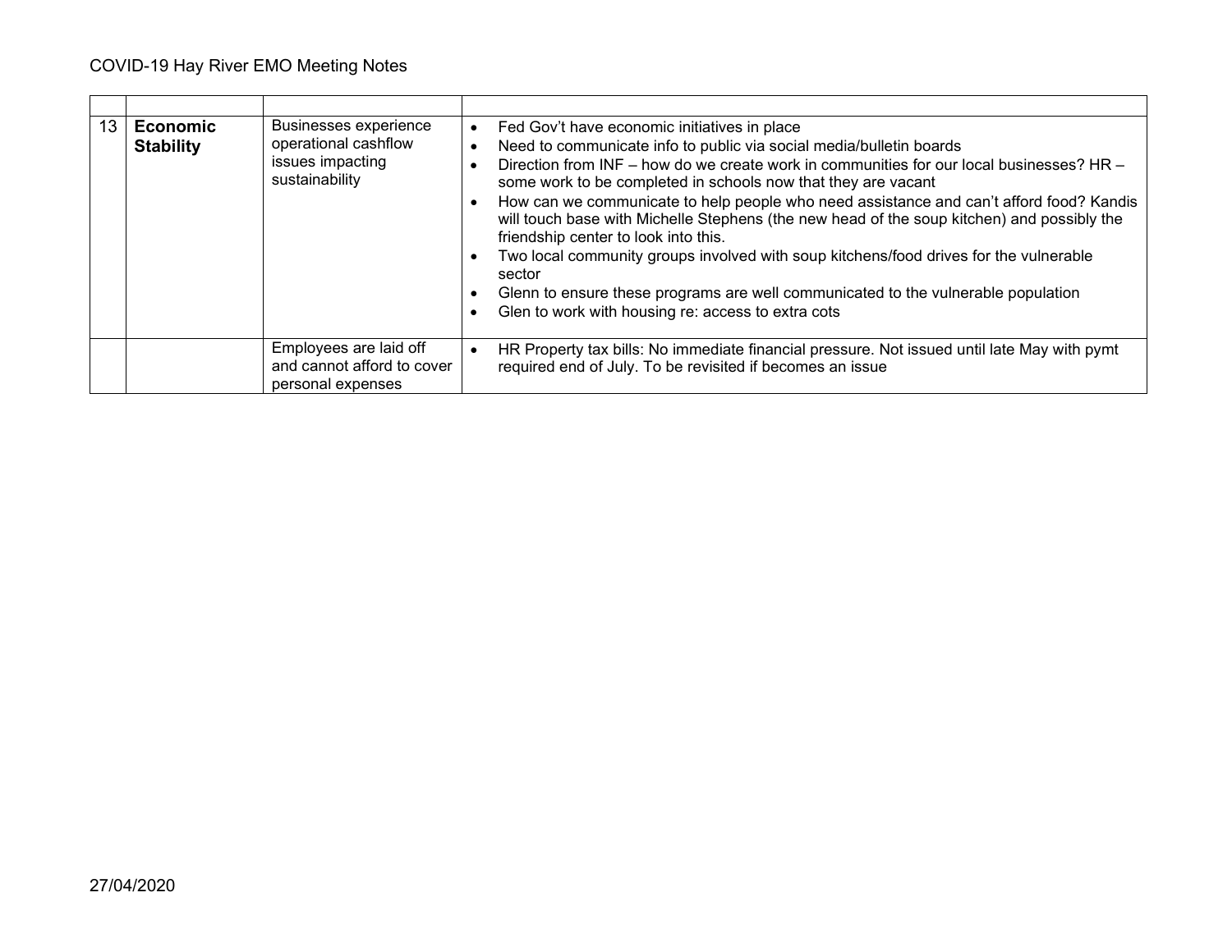| | | | |
|---|---|---|---|
| 13 | **Economic Stability** | Businesses experience operational cashflow issues impacting sustainability | • Fed Gov't have economic initiatives in place<br>• Need to communicate info to public via social media/bulletin boards<br>• Direction from INF – how do we create work in communities for our local businesses? HR – some work to be completed in schools now that they are vacant<br>• How can we communicate to help people who need assistance and can't afford food? Kandis will touch base with Michelle Stephens (the new head of the soup kitchen) and possibly the friendship center to look into this.<br>• Two local community groups involved with soup kitchens/food drives for the vulnerable sector<br>• Glenn to ensure these programs are well communicated to the vulnerable population<br>• Glen to work with housing re: access to extra cots |
| | | Employees are laid off and cannot afford to cover personal expenses | • HR Property tax bills: No immediate financial pressure. Not issued until late May with pymt required end of July. To be revisited if becomes an issue |

27/04/2020